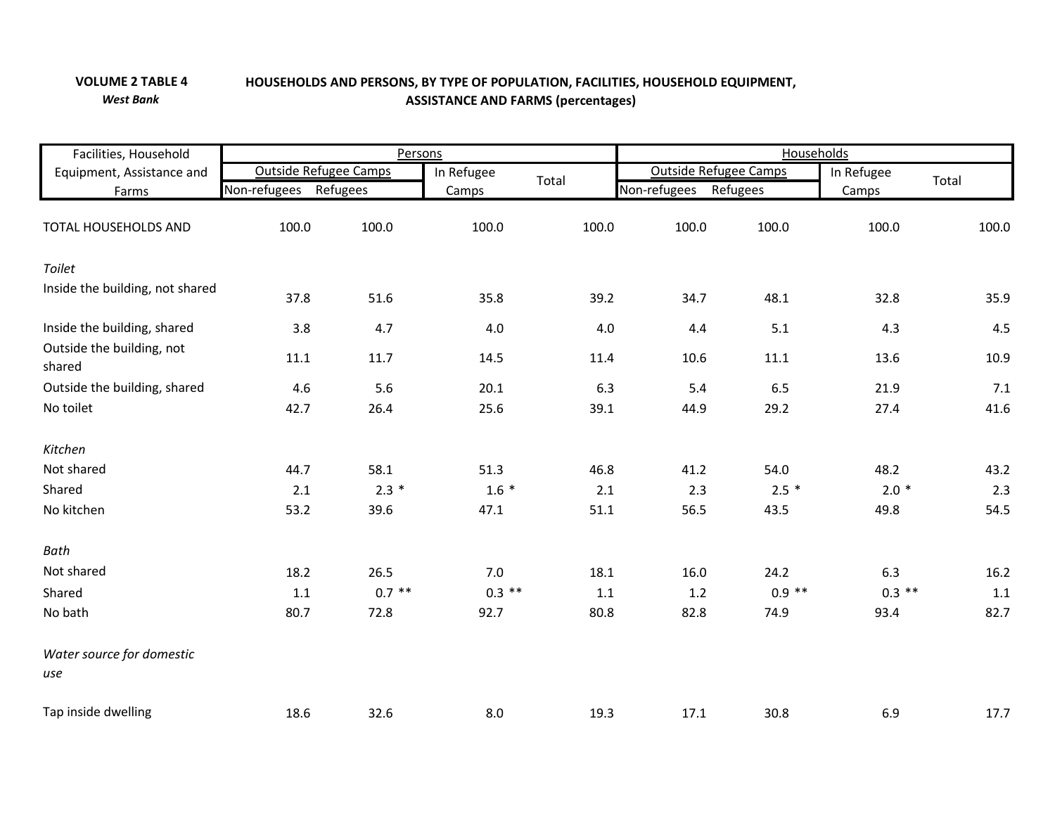**VOLUME 2 TABLE 4**
***West Bank***

**HOUSEHOLDS AND PERSONS, BY TYPE OF POPULATION, FACILITIES, HOUSEHOLD EQUIPMENT, ASSISTANCE AND FARMS (percentages)**

| Facilities, Household Equipment, Assistance and Farms | Persons | | | | Households | | | |
|---|---|---|---|---|---|---|---|---|
| | Outside Refugee Camps | | In Refugee Camps | Total | Outside Refugee Camps | | In Refugee Camps | Total |
| | Non-refugees | Refugees | | | Non-refugees | Refugees | | |
| TOTAL HOUSEHOLDS AND | 100.0 | 100.0 | 100.0 | 100.0 | 100.0 | 100.0 | 100.0 | 100.0 |
| *Toilet* | | | | | | | | |
| Inside the building, not shared | 37.8 | 51.6 | 35.8 | 39.2 | 34.7 | 48.1 | 32.8 | 35.9 |
| Inside the building, shared | 3.8 | 4.7 | 4.0 | 4.0 | 4.4 | 5.1 | 4.3 | 4.5 |
| Outside the building, not shared | 11.1 | 11.7 | 14.5 | 11.4 | 10.6 | 11.1 | 13.6 | 10.9 |
| Outside the building, shared | 4.6 | 5.6 | 20.1 | 6.3 | 5.4 | 6.5 | 21.9 | 7.1 |
| No toilet | 42.7 | 26.4 | 25.6 | 39.1 | 44.9 | 29.2 | 27.4 | 41.6 |
| *Kitchen* | | | | | | | | |
| Not shared | 44.7 | 58.1 | 51.3 | 46.8 | 41.2 | 54.0 | 48.2 | 43.2 |
| Shared | 2.1 | 2.3 * | 1.6 * | 2.1 | 2.3 | 2.5 * | 2.0 * | 2.3 |
| No kitchen | 53.2 | 39.6 | 47.1 | 51.1 | 56.5 | 43.5 | 49.8 | 54.5 |
| *Bath* | | | | | | | | |
| Not shared | 18.2 | 26.5 | 7.0 | 18.1 | 16.0 | 24.2 | 6.3 | 16.2 |
| Shared | 1.1 | 0.7 ** | 0.3 ** | 1.1 | 1.2 | 0.9 ** | 0.3 ** | 1.1 |
| No bath | 80.7 | 72.8 | 92.7 | 80.8 | 82.8 | 74.9 | 93.4 | 82.7 |
| *Water source for domestic use* | | | | | | | | |
| Tap inside dwelling | 18.6 | 32.6 | 8.0 | 19.3 | 17.1 | 30.8 | 6.9 | 17.7 |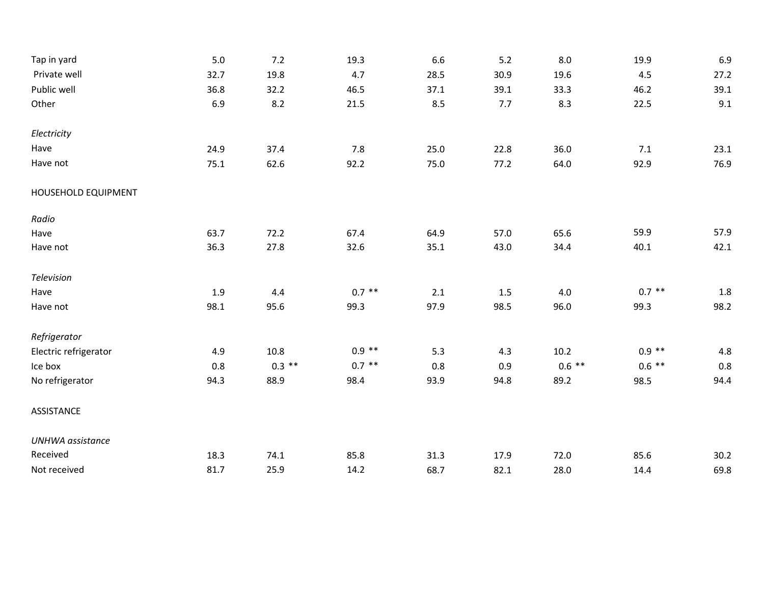| | | | | | | | | |
|---|---|---|---|---|---|---|---|---|
| Tap in yard | 5.0 | 7.2 | 19.3 | 6.6 | 5.2 | 8.0 | 19.9 | 6.9 |
| Private well | 32.7 | 19.8 | 4.7 | 28.5 | 30.9 | 19.6 | 4.5 | 27.2 |
| Public well | 36.8 | 32.2 | 46.5 | 37.1 | 39.1 | 33.3 | 46.2 | 39.1 |
| Other | 6.9 | 8.2 | 21.5 | 8.5 | 7.7 | 8.3 | 22.5 | 9.1 |
| | | | | | | | | |
| *Electricity* | | | | | | | | |
| Have | 24.9 | 37.4 | 7.8 | 25.0 | 22.8 | 36.0 | 7.1 | 23.1 |
| Have not | 75.1 | 62.6 | 92.2 | 75.0 | 77.2 | 64.0 | 92.9 | 76.9 |
| | | | | | | | | |
| HOUSEHOLD EQUIPMENT | | | | | | | | |
| | | | | | | | | |
| *Radio* | | | | | | | | |
| Have | 63.7 | 72.2 | 67.4 | 64.9 | 57.0 | 65.6 | 59.9 | 57.9 |
| Have not | 36.3 | 27.8 | 32.6 | 35.1 | 43.0 | 34.4 | 40.1 | 42.1 |
| | | | | | | | | |
| *Television* | | | | | | | | |
| Have | 1.9 | 4.4 | 0.7 ** | 2.1 | 1.5 | 4.0 | 0.7 ** | 1.8 |
| Have not | 98.1 | 95.6 | 99.3 | 97.9 | 98.5 | 96.0 | 99.3 | 98.2 |
| | | | | | | | | |
| *Refrigerator* | | | | | | | | |
| Electric refrigerator | 4.9 | 10.8 | 0.9 ** | 5.3 | 4.3 | 10.2 | 0.9 ** | 4.8 |
| Ice box | 0.8 | 0.3 ** | 0.7 ** | 0.8 | 0.9 | 0.6 ** | 0.6 ** | 0.8 |
| No refrigerator | 94.3 | 88.9 | 98.4 | 93.9 | 94.8 | 89.2 | 98.5 | 94.4 |
| | | | | | | | | |
| ASSISTANCE | | | | | | | | |
| | | | | | | | | |
| *UNHWA assistance* | | | | | | | | |
| Received | 18.3 | 74.1 | 85.8 | 31.3 | 17.9 | 72.0 | 85.6 | 30.2 |
| Not received | 81.7 | 25.9 | 14.2 | 68.7 | 82.1 | 28.0 | 14.4 | 69.8 |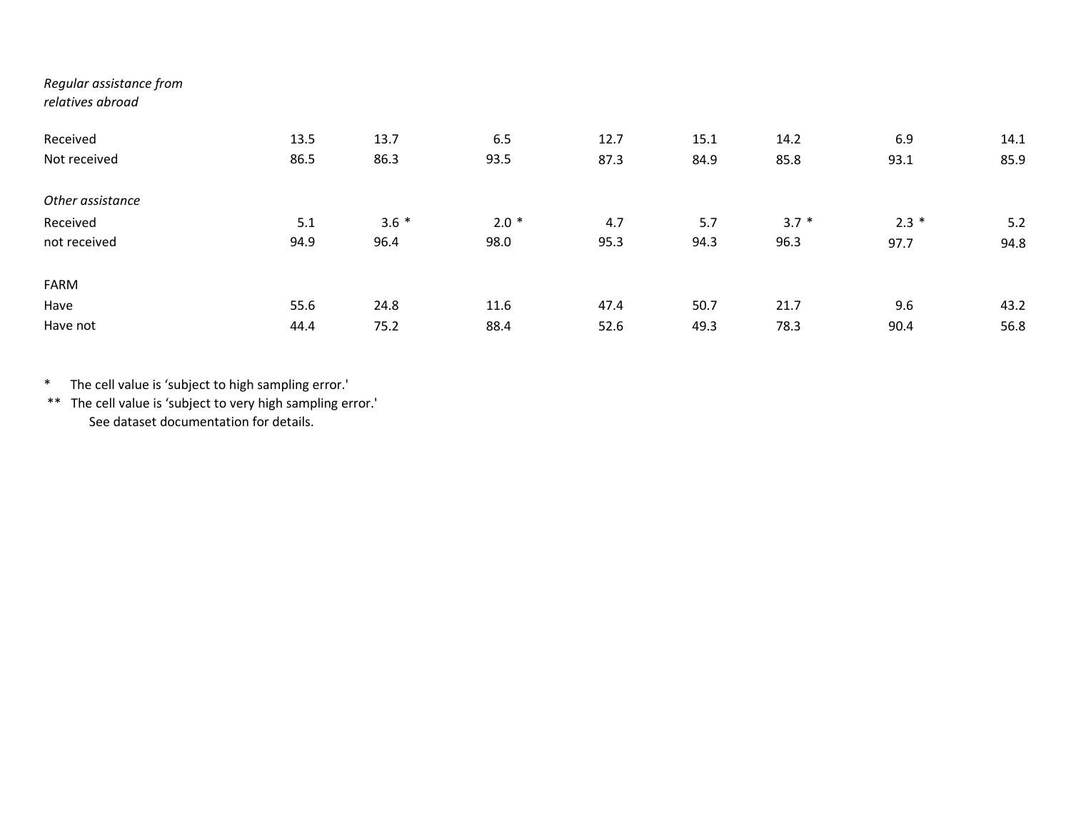| | | | | | | | | |
|---|---|---|---|---|---|---|---|---|
| *Regular assistance from relatives abroad* | | | | | | | | |
| Received | 13.5 | 13.7 | 6.5 | 12.7 | 15.1 | 14.2 | 6.9 | 14.1 |
| Not received | 86.5 | 86.3 | 93.5 | 87.3 | 84.9 | 85.8 | 93.1 | 85.9 |
| *Other assistance* | | | | | | | | |
| Received | 5.1 | 3.6 * | 2.0 * | 4.7 | 5.7 | 3.7 * | 2.3 * | 5.2 |
| not received | 94.9 | 96.4 | 98.0 | 95.3 | 94.3 | 96.3 | 97.7 | 94.8 |
| FARM | | | | | | | | |
| Have | 55.6 | 24.8 | 11.6 | 47.4 | 50.7 | 21.7 | 9.6 | 43.2 |
| Have not | 44.4 | 75.2 | 88.4 | 52.6 | 49.3 | 78.3 | 90.4 | 56.8 |

\* The cell value is 'subject to high sampling error.'
\*\* The cell value is 'subject to very high sampling error.'
See dataset documentation for details.